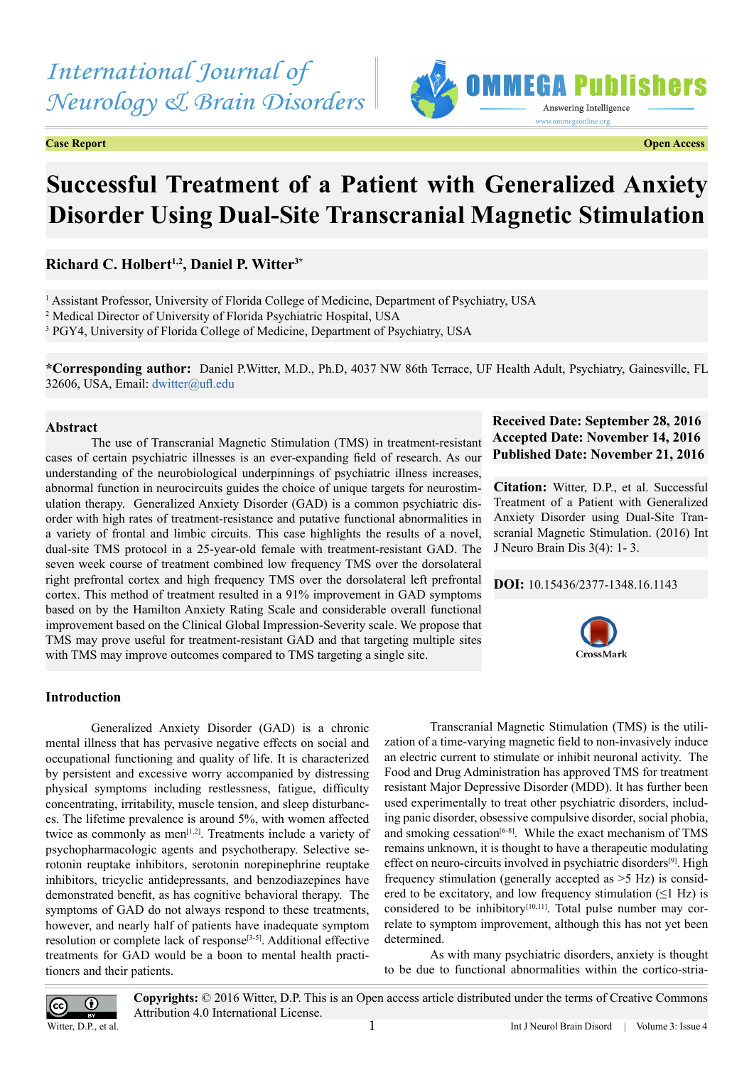Case Report | Open Access

# Successful Treatment of a Patient with Generalized Anxiety Disorder Using Dual-Site Transcranial Magnetic Stimulation

**Richard C. Holbert[1,2], Daniel P. Witter[3*]**

[1] Assistant Professor, University of Florida College of Medicine, Department of Psychiatry, USA
[2] Medical Director of University of Florida Psychiatric Hospital, USA
[3] PGY4, University of Florida College of Medicine, Department of Psychiatry, USA

***Corresponding author:** Daniel P.Witter, M.D., Ph.D, 4037 NW 86th Terrace, UF Health Adult, Psychiatry, Gainesville, FL 32606, USA, Email: dwitter@ufl.edu

**Received Date: September 28, 2016**
**Accepted Date: November 14, 2016**
**Published Date: November 21, 2016**

**Citation:** Witter, D.P., et al. Successful Treatment of a Patient with Generalized Anxiety Disorder using Dual-Site Transcranial Magnetic Stimulation. (2016) Int J Neuro Brain Dis 3(4): 1- 3.

**DOI:** 10.15436/2377-1348.16.1143

## Abstract

The use of Transcranial Magnetic Stimulation (TMS) in treatment-resistant cases of certain psychiatric illnesses is an ever-expanding field of research. As our understanding of the neurobiological underpinnings of psychiatric illness increases, abnormal function in neurocircuits guides the choice of unique targets for neurostimulation therapy. Generalized Anxiety Disorder (GAD) is a common psychiatric disorder with high rates of treatment-resistance and putative functional abnormalities in a variety of frontal and limbic circuits. This case highlights the results of a novel, dual-site TMS protocol in a 25-year-old female with treatment-resistant GAD. The seven week course of treatment combined low frequency TMS over the dorsolateral right prefrontal cortex and high frequency TMS over the dorsolateral left prefrontal cortex. This method of treatment resulted in a 91% improvement in GAD symptoms based on by the Hamilton Anxiety Rating Scale and considerable overall functional improvement based on the Clinical Global Impression-Severity scale. We propose that TMS may prove useful for treatment-resistant GAD and that targeting multiple sites with TMS may improve outcomes compared to TMS targeting a single site.

## Introduction

Generalized Anxiety Disorder (GAD) is a chronic mental illness that has pervasive negative effects on social and occupational functioning and quality of life. It is characterized by persistent and excessive worry accompanied by distressing physical symptoms including restlessness, fatigue, difficulty concentrating, irritability, muscle tension, and sleep disturbances. The lifetime prevalence is around 5%, with women affected twice as commonly as men[1,2]. Treatments include a variety of psychopharmacologic agents and psychotherapy. Selective serotonin reuptake inhibitors, serotonin norepinephrine reuptake inhibitors, tricyclic antidepressants, and benzodiazepines have demonstrated benefit, as has cognitive behavioral therapy. The symptoms of GAD do not always respond to these treatments, however, and nearly half of patients have inadequate symptom resolution or complete lack of response[3-5]. Additional effective treatments for GAD would be a boon to mental health practitioners and their patients.

Transcranial Magnetic Stimulation (TMS) is the utilization of a time-varying magnetic field to non-invasively induce an electric current to stimulate or inhibit neuronal activity. The Food and Drug Administration has approved TMS for treatment resistant Major Depressive Disorder (MDD). It has further been used experimentally to treat other psychiatric disorders, including panic disorder, obsessive compulsive disorder, social phobia, and smoking cessation[6-8]. While the exact mechanism of TMS remains unknown, it is thought to have a therapeutic modulating effect on neuro-circuits involved in psychiatric disorders[9]. High frequency stimulation (generally accepted as >5 Hz) is considered to be excitatory, and low frequency stimulation (≤1 Hz) is considered to be inhibitory[10,11]. Total pulse number may correlate to symptom improvement, although this has not yet been determined.

As with many psychiatric disorders, anxiety is thought to be due to functional abnormalities within the cortico-stria-

**Copyrights:** © 2016 Witter, D.P. This is an Open access article distributed under the terms of Creative Commons Attribution 4.0 International License.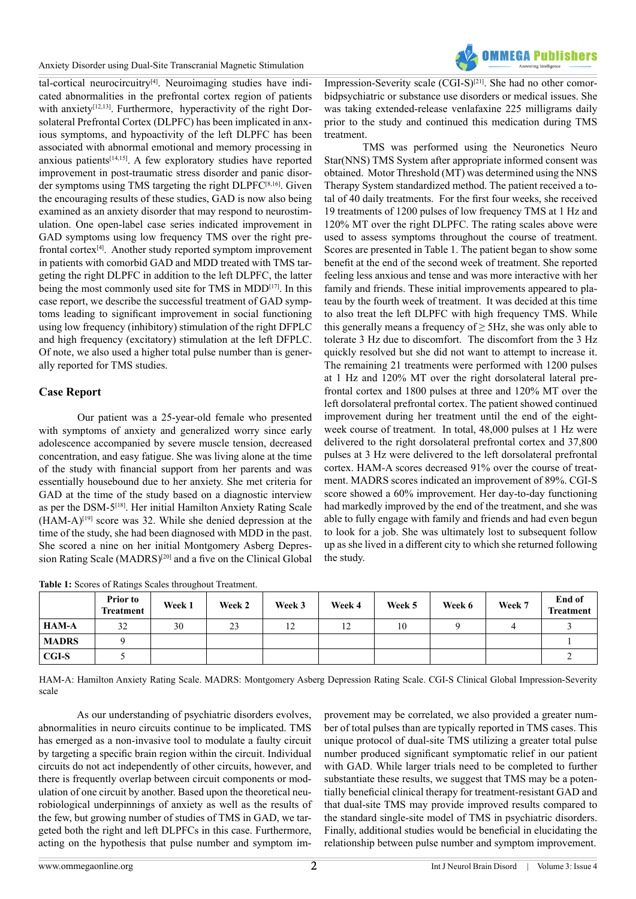tal-cortical neurocircuitry[4]. Neuroimaging studies have indicated abnormalities in the prefrontal cortex region of patients with anxiety[12,13]. Furthermore, hyperactivity of the right Dorsolateral Prefrontal Cortex (DLPFC) has been implicated in anxious symptoms, and hypoactivity of the left DLPFC has been associated with abnormal emotional and memory processing in anxious patients[14,15]. A few exploratory studies have reported improvement in post-traumatic stress disorder and panic disorder symptoms using TMS targeting the right DLPFC[8,16]. Given the encouraging results of these studies, GAD is now also being examined as an anxiety disorder that may respond to neurostimulation. One open-label case series indicated improvement in GAD symptoms using low frequency TMS over the right prefrontal cortex[4]. Another study reported symptom improvement in patients with comorbid GAD and MDD treated with TMS targeting the right DLPFC in addition to the left DLPFC, the latter being the most commonly used site for TMS in MDD[17]. In this case report, we describe the successful treatment of GAD symptoms leading to significant improvement in social functioning using low frequency (inhibitory) stimulation of the right DFPLC and high frequency (excitatory) stimulation at the left DFPLC. Of note, we also used a higher total pulse number than is generally reported for TMS studies.

## Case Report

Our patient was a 25-year-old female who presented with symptoms of anxiety and generalized worry since early adolescence accompanied by severe muscle tension, decreased concentration, and easy fatigue. She was living alone at the time of the study with financial support from her parents and was essentially housebound due to her anxiety. She met criteria for GAD at the time of the study based on a diagnostic interview as per the DSM-5[18]. Her initial Hamilton Anxiety Rating Scale (HAM-A)[19] score was 32. While she denied depression at the time of the study, she had been diagnosed with MDD in the past. She scored a nine on her initial Montgomery Asberg Depression Rating Scale (MADRS)[20] and a five on the Clinical Global Impression-Severity scale (CGI-S)[21]. She had no other comorbidpsychiatric or substance use disorders or medical issues. She was taking extended-release venlafaxine 225 milligrams daily prior to the study and continued this medication during TMS treatment.

TMS was performed using the Neuronetics Neuro Star(NNS) TMS System after appropriate informed consent was obtained. Motor Threshold (MT) was determined using the NNS Therapy System standardized method. The patient received a total of 40 daily treatments. For the first four weeks, she received 19 treatments of 1200 pulses of low frequency TMS at 1 Hz and 120% MT over the right DLPFC. The rating scales above were used to assess symptoms throughout the course of treatment. Scores are presented in Table 1. The patient began to show some benefit at the end of the second week of treatment. She reported feeling less anxious and tense and was more interactive with her family and friends. These initial improvements appeared to plateau by the fourth week of treatment. It was decided at this time to also treat the left DLPFC with high frequency TMS. While this generally means a frequency of ≥ 5Hz, she was only able to tolerate 3 Hz due to discomfort. The discomfort from the 3 Hz quickly resolved but she did not want to attempt to increase it. The remaining 21 treatments were performed with 1200 pulses at 1 Hz and 120% MT over the right dorsolateral lateral prefrontal cortex and 1800 pulses at three and 120% MT over the left dorsolateral prefrontal cortex. The patient showed continued improvement during her treatment until the end of the eight-week course of treatment. In total, 48,000 pulses at 1 Hz were delivered to the right dorsolateral prefrontal cortex and 37,800 pulses at 3 Hz were delivered to the left dorsolateral prefrontal cortex. HAM-A scores decreased 91% over the course of treatment. MADRS scores indicated an improvement of 89%. CGI-S score showed a 60% improvement. Her day-to-day functioning had markedly improved by the end of the treatment, and she was able to fully engage with family and friends and had even begun to look for a job. She was ultimately lost to subsequent follow up as she lived in a different city to which she returned following the study.

**Table 1:** Scores of Ratings Scales throughout Treatment.

| | Prior to Treatment | Week 1 | Week 2 | Week 3 | Week 4 | Week 5 | Week 6 | Week 7 | End of Treatment |
|---|---|---|---|---|---|---|---|---|---|
| **HAM-A** | 32 | 30 | 23 | 12 | 12 | 10 | 9 | 4 | 3 |
| **MADRS** | 9 | | | | | | | | 1 |
| **CGI-S** | 5 | | | | | | | | 2 |

HAM-A: Hamilton Anxiety Rating Scale. MADRS: Montgomery Asberg Depression Rating Scale. CGI-S Clinical Global Impression-Severity scale

As our understanding of psychiatric disorders evolves, abnormalities in neuro circuits continue to be implicated. TMS has emerged as a non-invasive tool to modulate a faulty circuit by targeting a specific brain region within the circuit. Individual circuits do not act independently of other circuits, however, and there is frequently overlap between circuit components or modulation of one circuit by another. Based upon the theoretical neurobiological underpinnings of anxiety as well as the results of the few, but growing number of studies of TMS in GAD, we targeted both the right and left DLPFCs in this case. Furthermore, acting on the hypothesis that pulse number and symptom improvement may be correlated, we also provided a greater number of total pulses than are typically reported in TMS cases. This unique protocol of dual-site TMS utilizing a greater total pulse number produced significant symptomatic relief in our patient with GAD. While larger trials need to be completed to further substantiate these results, we suggest that TMS may be a potentially beneficial clinical therapy for treatment-resistant GAD and that dual-site TMS may provide improved results compared to the standard single-site model of TMS in psychiatric disorders. Finally, additional studies would be beneficial in elucidating the relationship between pulse number and symptom improvement.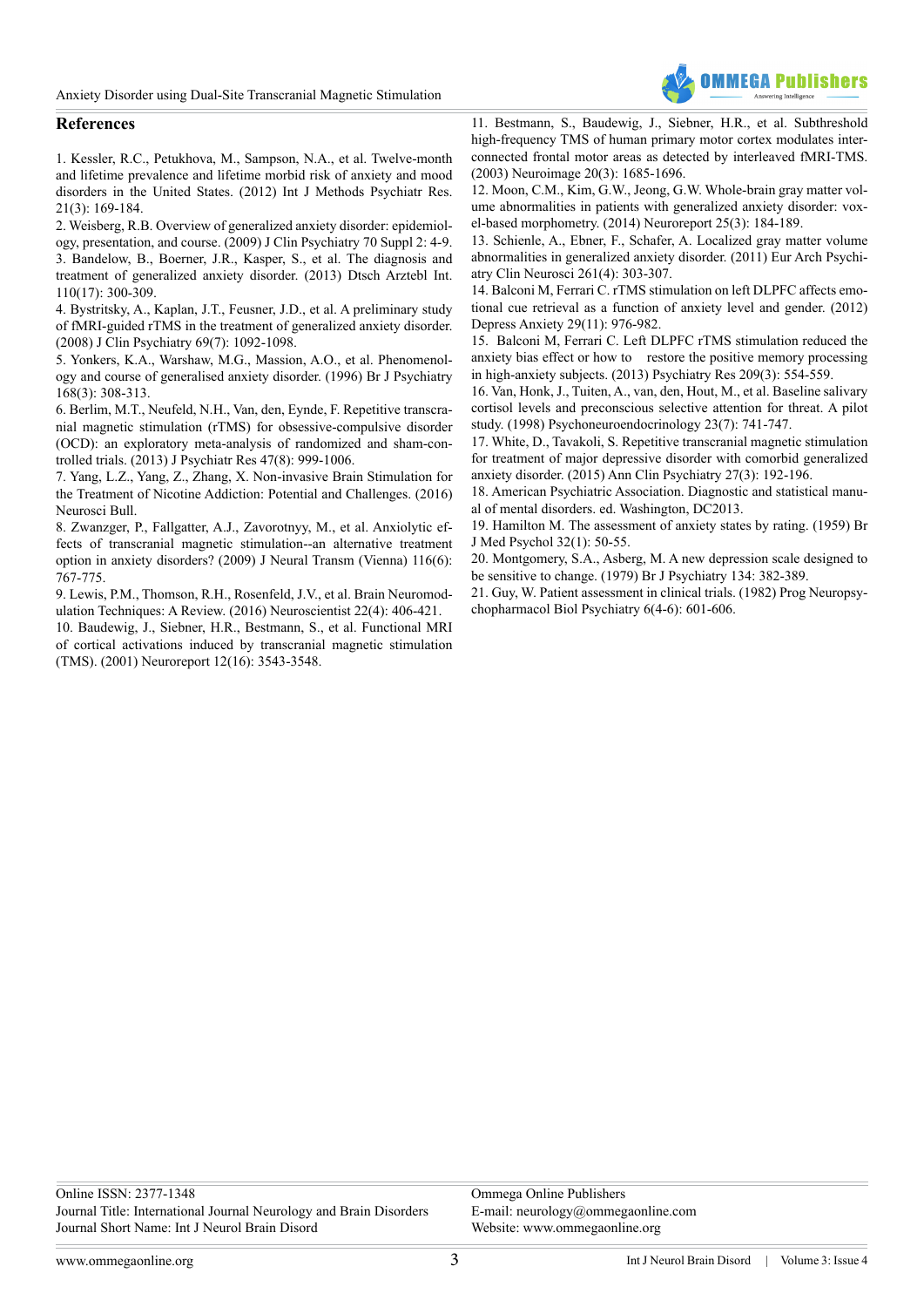## References

1. Kessler, R.C., Petukhova, M., Sampson, N.A., et al. Twelve-month and lifetime prevalence and lifetime morbid risk of anxiety and mood disorders in the United States. (2012) Int J Methods Psychiatr Res. 21(3): 169-184.
2. Weisberg, R.B. Overview of generalized anxiety disorder: epidemiology, presentation, and course. (2009) J Clin Psychiatry 70 Suppl 2: 4-9.
3. Bandelow, B., Boerner, J.R., Kasper, S., et al. The diagnosis and treatment of generalized anxiety disorder. (2013) Dtsch Arztebl Int. 110(17): 300-309.
4. Bystritsky, A., Kaplan, J.T., Feusner, J.D., et al. A preliminary study of fMRI-guided rTMS in the treatment of generalized anxiety disorder. (2008) J Clin Psychiatry 69(7): 1092-1098.
5. Yonkers, K.A., Warshaw, M.G., Massion, A.O., et al. Phenomenology and course of generalised anxiety disorder. (1996) Br J Psychiatry 168(3): 308-313.
6. Berlim, M.T., Neufeld, N.H., Van, den, Eynde, F. Repetitive transcranial magnetic stimulation (rTMS) for obsessive-compulsive disorder (OCD): an exploratory meta-analysis of randomized and sham-controlled trials. (2013) J Psychiatr Res 47(8): 999-1006.
7. Yang, L.Z., Yang, Z., Zhang, X. Non-invasive Brain Stimulation for the Treatment of Nicotine Addiction: Potential and Challenges. (2016) Neurosci Bull.
8. Zwanzger, P., Fallgatter, A.J., Zavorotnyy, M., et al. Anxiolytic effects of transcranial magnetic stimulation--an alternative treatment option in anxiety disorders? (2009) J Neural Transm (Vienna) 116(6): 767-775.
9. Lewis, P.M., Thomson, R.H., Rosenfeld, J.V., et al. Brain Neuromodulation Techniques: A Review. (2016) Neuroscientist 22(4): 406-421.
10. Baudewig, J., Siebner, H.R., Bestmann, S., et al. Functional MRI of cortical activations induced by transcranial magnetic stimulation (TMS). (2001) Neuroreport 12(16): 3543-3548.
11. Bestmann, S., Baudewig, J., Siebner, H.R., et al. Subthreshold high-frequency TMS of human primary motor cortex modulates interconnected frontal motor areas as detected by interleaved fMRI-TMS. (2003) Neuroimage 20(3): 1685-1696.
12. Moon, C.M., Kim, G.W., Jeong, G.W. Whole-brain gray matter volume abnormalities in patients with generalized anxiety disorder: voxel-based morphometry. (2014) Neuroreport 25(3): 184-189.
13. Schienle, A., Ebner, F., Schafer, A. Localized gray matter volume abnormalities in generalized anxiety disorder. (2011) Eur Arch Psychiatry Clin Neurosci 261(4): 303-307.
14. Balconi M, Ferrari C. rTMS stimulation on left DLPFC affects emotional cue retrieval as a function of anxiety level and gender. (2012) Depress Anxiety 29(11): 976-982.
15. Balconi M, Ferrari C. Left DLPFC rTMS stimulation reduced the anxiety bias effect or how to restore the positive memory processing in high-anxiety subjects. (2013) Psychiatry Res 209(3): 554-559.
16. Van, Honk, J., Tuiten, A., van, den, Hout, M., et al. Baseline salivary cortisol levels and preconscious selective attention for threat. A pilot study. (1998) Psychoneuroendocrinology 23(7): 741-747.
17. White, D., Tavakoli, S. Repetitive transcranial magnetic stimulation for treatment of major depressive disorder with comorbid generalized anxiety disorder. (2015) Ann Clin Psychiatry 27(3): 192-196.
18. American Psychiatric Association. Diagnostic and statistical manual of mental disorders. ed. Washington, DC2013.
19. Hamilton M. The assessment of anxiety states by rating. (1959) Br J Med Psychol 32(1): 50-55.
20. Montgomery, S.A., Asberg, M. A new depression scale designed to be sensitive to change. (1979) Br J Psychiatry 134: 382-389.
21. Guy, W. Patient assessment in clinical trials. (1982) Prog Neuropsychopharmacol Biol Psychiatry 6(4-6): 601-606.